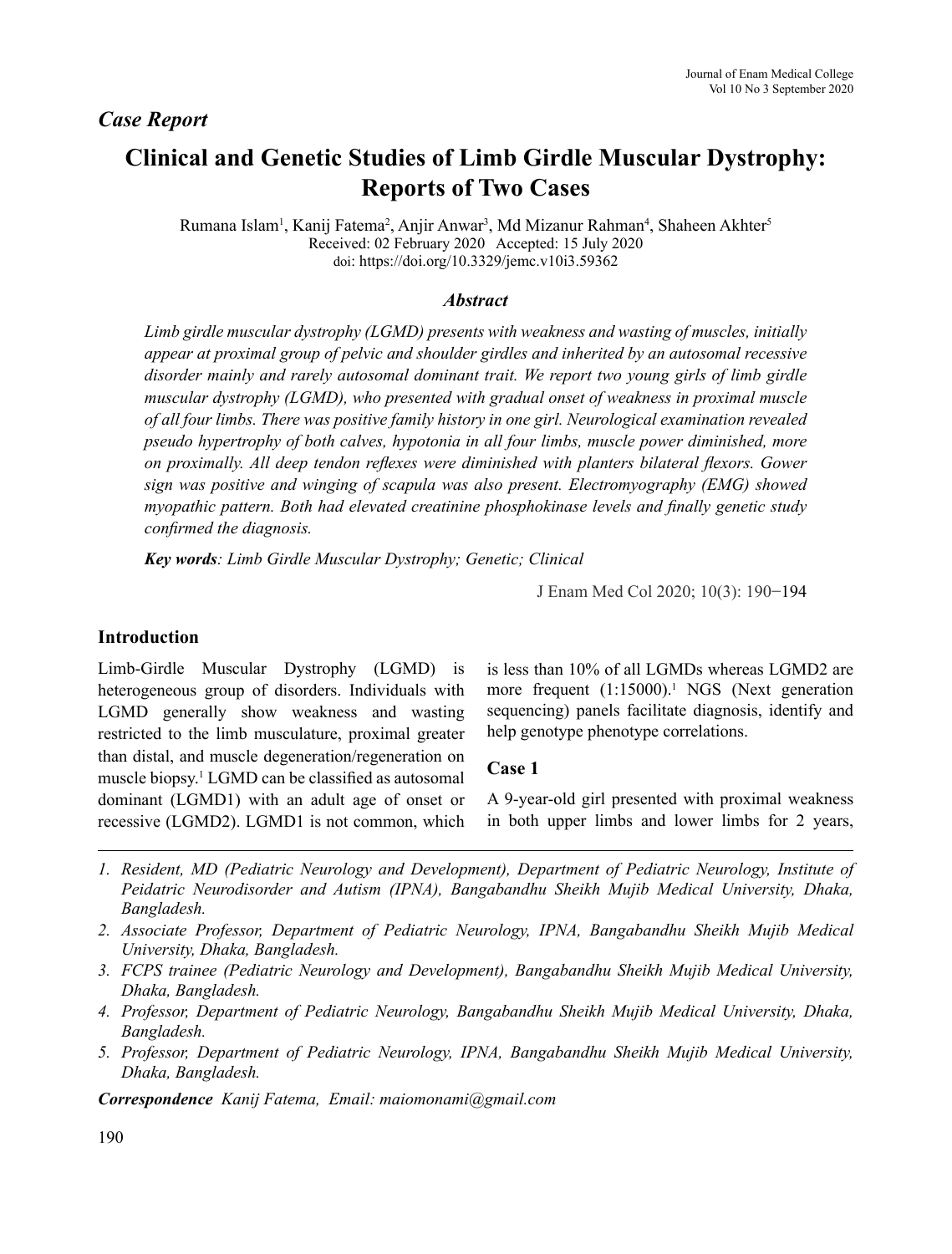*Case Report*

# Clinical and Genetic Studies of Limb Girdle Muscular Dystrophy: Reports of Two Cases

Rumana Islam[1], Kanij Fatema[2], Anjir Anwar[3], Md Mizanur Rahman[4], Shaheen Akhter[5]

Received: 02 February 2020 Accepted: 15 July 2020

doi: https://doi.org/10.3329/jemc.v10i3.59362

### Abstract

*Limb girdle muscular dystrophy (LGMD) presents with weakness and wasting of muscles, initially appear at proximal group of pelvic and shoulder girdles and inherited by an autosomal recessive disorder mainly and rarely autosomal dominant trait. We report two young girls of limb girdle muscular dystrophy (LGMD), who presented with gradual onset of weakness in proximal muscle of all four limbs. There was positive family history in one girl. Neurological examination revealed pseudo hypertrophy of both calves, hypotonia in all four limbs, muscle power diminished, more on proximally. All deep tendon reflexes were diminished with planters bilateral flexors. Gower sign was positive and winging of scapula was also present. Electromyography (EMG) showed myopathic pattern. Both had elevated creatinine phosphokinase levels and finally genetic study confirmed the diagnosis.*

***Key words**: Limb Girdle Muscular Dystrophy; Genetic; Clinical*

J Enam Med Col 2020; 10(3): 190−194

## Introduction

Limb-Girdle Muscular Dystrophy (LGMD) is heterogeneous group of disorders. Individuals with LGMD generally show weakness and wasting restricted to the limb musculature, proximal greater than distal, and muscle degeneration/regeneration on muscle biopsy.[1] LGMD can be classified as autosomal dominant (LGMD1) with an adult age of onset or recessive (LGMD2). LGMD1 is not common, which is less than 10% of all LGMDs whereas LGMD2 are more frequent (1:15000).[1] NGS (Next generation sequencing) panels facilitate diagnosis, identify and help genotype phenotype correlations.

## Case 1

A 9-year-old girl presented with proximal weakness in both upper limbs and lower limbs for 2 years,

---

1. *Resident, MD (Pediatric Neurology and Development), Department of Pediatric Neurology, Institute of Peidatric Neurodisorder and Autism (IPNA), Bangabandhu Sheikh Mujib Medical University, Dhaka, Bangladesh.*
2. *Associate Professor, Department of Pediatric Neurology, IPNA, Bangabandhu Sheikh Mujib Medical University, Dhaka, Bangladesh.*
3. *FCPS trainee (Pediatric Neurology and Development), Bangabandhu Sheikh Mujib Medical University, Dhaka, Bangladesh.*
4. *Professor, Department of Pediatric Neurology, Bangabandhu Sheikh Mujib Medical University, Dhaka, Bangladesh.*
5. *Professor, Department of Pediatric Neurology, IPNA, Bangabandhu Sheikh Mujib Medical University, Dhaka, Bangladesh.*

***Correspondence*** *Kanij Fatema, Email: maiomonami@gmail.com*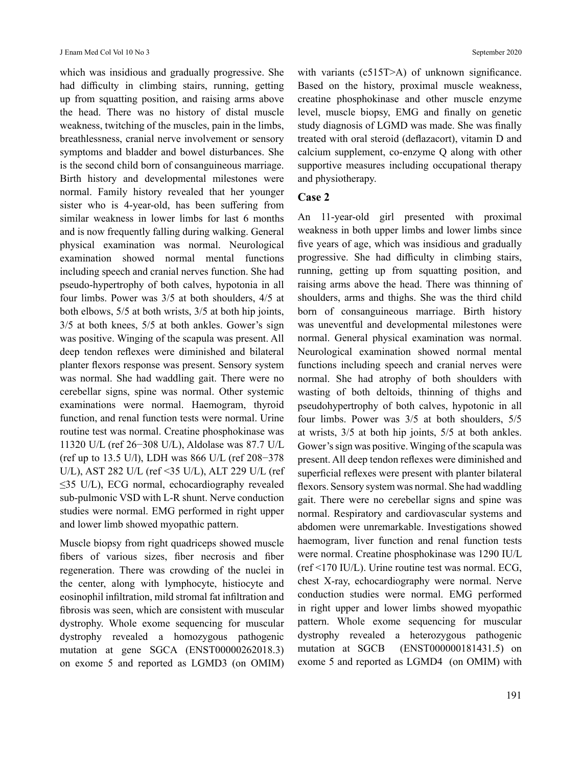which was insidious and gradually progressive. She had difficulty in climbing stairs, running, getting up from squatting position, and raising arms above the head. There was no history of distal muscle weakness, twitching of the muscles, pain in the limbs, breathlessness, cranial nerve involvement or sensory symptoms and bladder and bowel disturbances. She is the second child born of consanguineous marriage. Birth history and developmental milestones were normal. Family history revealed that her younger sister who is 4-year-old, has been suffering from similar weakness in lower limbs for last 6 months and is now frequently falling during walking. General physical examination was normal. Neurological examination showed normal mental functions including speech and cranial nerves function. She had pseudo-hypertrophy of both calves, hypotonia in all four limbs. Power was 3/5 at both shoulders, 4/5 at both elbows, 5/5 at both wrists, 3/5 at both hip joints, 3/5 at both knees, 5/5 at both ankles. Gower's sign was positive. Winging of the scapula was present. All deep tendon reflexes were diminished and bilateral planter flexors response was present. Sensory system was normal. She had waddling gait. There were no cerebellar signs, spine was normal. Other systemic examinations were normal. Haemogram, thyroid function, and renal function tests were normal. Urine routine test was normal. Creatine phosphokinase was 11320 U/L (ref 26−308 U/L), Aldolase was 87.7 U/L (ref up to 13.5 U/l), LDH was 866 U/L (ref 208−378 U/L), AST 282 U/L (ref <35 U/L), ALT 229 U/L (ref ≤35 U/L), ECG normal, echocardiography revealed sub-pulmonic VSD with L-R shunt. Nerve conduction studies were normal. EMG performed in right upper and lower limb showed myopathic pattern.

Muscle biopsy from right quadriceps showed muscle fibers of various sizes, fiber necrosis and fiber regeneration. There was crowding of the nuclei in the center, along with lymphocyte, histiocyte and eosinophil infiltration, mild stromal fat infiltration and fibrosis was seen, which are consistent with muscular dystrophy. Whole exome sequencing for muscular dystrophy revealed a homozygous pathogenic mutation at gene SGCA (ENST00000262018.3) on exome 5 and reported as LGMD3 (on OMIM) with variants (c515T>A) of unknown significance. Based on the history, proximal muscle weakness, creatine phosphokinase and other muscle enzyme level, muscle biopsy, EMG and finally on genetic study diagnosis of LGMD was made. She was finally treated with oral steroid (deflazacort), vitamin D and calcium supplement, co-enzyme Q along with other supportive measures including occupational therapy and physiotherapy.

### Case 2

An 11-year-old girl presented with proximal weakness in both upper limbs and lower limbs since five years of age, which was insidious and gradually progressive. She had difficulty in climbing stairs, running, getting up from squatting position, and raising arms above the head. There was thinning of shoulders, arms and thighs. She was the third child born of consanguineous marriage. Birth history was uneventful and developmental milestones were normal. General physical examination was normal. Neurological examination showed normal mental functions including speech and cranial nerves were normal. She had atrophy of both shoulders with wasting of both deltoids, thinning of thighs and pseudohypertrophy of both calves, hypotonic in all four limbs. Power was 3/5 at both shoulders, 5/5 at wrists, 3/5 at both hip joints, 5/5 at both ankles. Gower's sign was positive. Winging of the scapula was present. All deep tendon reflexes were diminished and superficial reflexes were present with planter bilateral flexors. Sensory system was normal. She had waddling gait. There were no cerebellar signs and spine was normal. Respiratory and cardiovascular systems and abdomen were unremarkable. Investigations showed haemogram, liver function and renal function tests were normal. Creatine phosphokinase was 1290 IU/L (ref <170 IU/L). Urine routine test was normal. ECG, chest X-ray, echocardiography were normal. Nerve conduction studies were normal. EMG performed in right upper and lower limbs showed myopathic pattern. Whole exome sequencing for muscular dystrophy revealed a heterozygous pathogenic mutation at SGCB (ENST000000181431.5) on exome 5 and reported as LGMD4 (on OMIM) with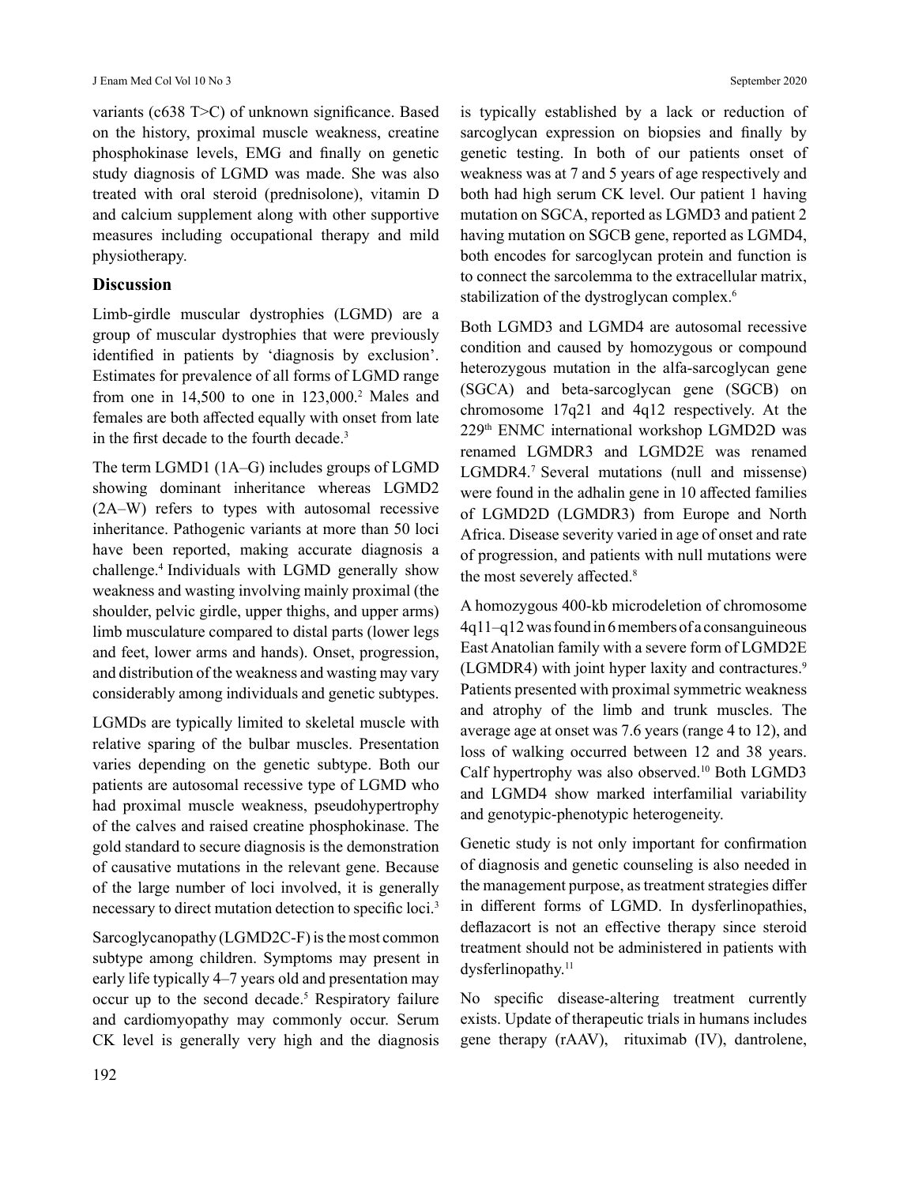variants (c638 T>C) of unknown significance. Based on the history, proximal muscle weakness, creatine phosphokinase levels, EMG and finally on genetic study diagnosis of LGMD was made. She was also treated with oral steroid (prednisolone), vitamin D and calcium supplement along with other supportive measures including occupational therapy and mild physiotherapy.

## Discussion

Limb-girdle muscular dystrophies (LGMD) are a group of muscular dystrophies that were previously identified in patients by 'diagnosis by exclusion'. Estimates for prevalence of all forms of LGMD range from one in 14,500 to one in 123,000.[2] Males and females are both affected equally with onset from late in the first decade to the fourth decade.[3]

The term LGMD1 (1A–G) includes groups of LGMD showing dominant inheritance whereas LGMD2 (2A–W) refers to types with autosomal recessive inheritance. Pathogenic variants at more than 50 loci have been reported, making accurate diagnosis a challenge.[4] Individuals with LGMD generally show weakness and wasting involving mainly proximal (the shoulder, pelvic girdle, upper thighs, and upper arms) limb musculature compared to distal parts (lower legs and feet, lower arms and hands). Onset, progression, and distribution of the weakness and wasting may vary considerably among individuals and genetic subtypes.

LGMDs are typically limited to skeletal muscle with relative sparing of the bulbar muscles. Presentation varies depending on the genetic subtype. Both our patients are autosomal recessive type of LGMD who had proximal muscle weakness, pseudohypertrophy of the calves and raised creatine phosphokinase. The gold standard to secure diagnosis is the demonstration of causative mutations in the relevant gene. Because of the large number of loci involved, it is generally necessary to direct mutation detection to specific loci.[3]

Sarcoglycanopathy (LGMD2C-F) is the most common subtype among children. Symptoms may present in early life typically 4–7 years old and presentation may occur up to the second decade.[5] Respiratory failure and cardiomyopathy may commonly occur. Serum CK level is generally very high and the diagnosis is typically established by a lack or reduction of sarcoglycan expression on biopsies and finally by genetic testing. In both of our patients onset of weakness was at 7 and 5 years of age respectively and both had high serum CK level. Our patient 1 having mutation on SGCA, reported as LGMD3 and patient 2 having mutation on SGCB gene, reported as LGMD4, both encodes for sarcoglycan protein and function is to connect the sarcolemma to the extracellular matrix, stabilization of the dystroglycan complex.[6]

Both LGMD3 and LGMD4 are autosomal recessive condition and caused by homozygous or compound heterozygous mutation in the alfa-sarcoglycan gene (SGCA) and beta-sarcoglycan gene (SGCB) on chromosome 17q21 and 4q12 respectively. At the 229th ENMC international workshop LGMD2D was renamed LGMDR3 and LGMD2E was renamed LGMDR4.[7] Several mutations (null and missense) were found in the adhalin gene in 10 affected families of LGMD2D (LGMDR3) from Europe and North Africa. Disease severity varied in age of onset and rate of progression, and patients with null mutations were the most severely affected.[8]

A homozygous 400-kb microdeletion of chromosome 4q11–q12 was found in 6 members of a consanguineous East Anatolian family with a severe form of LGMD2E (LGMDR4) with joint hyper laxity and contractures.[9] Patients presented with proximal symmetric weakness and atrophy of the limb and trunk muscles. The average age at onset was 7.6 years (range 4 to 12), and loss of walking occurred between 12 and 38 years. Calf hypertrophy was also observed.[10] Both LGMD3 and LGMD4 show marked interfamilial variability and genotypic-phenotypic heterogeneity.

Genetic study is not only important for confirmation of diagnosis and genetic counseling is also needed in the management purpose, as treatment strategies differ in different forms of LGMD. In dysferlinopathies, deflazacort is not an effective therapy since steroid treatment should not be administered in patients with dysferlinopathy.[11]

No specific disease-altering treatment currently exists. Update of therapeutic trials in humans includes gene therapy (rAAV), rituximab (IV), dantrolene,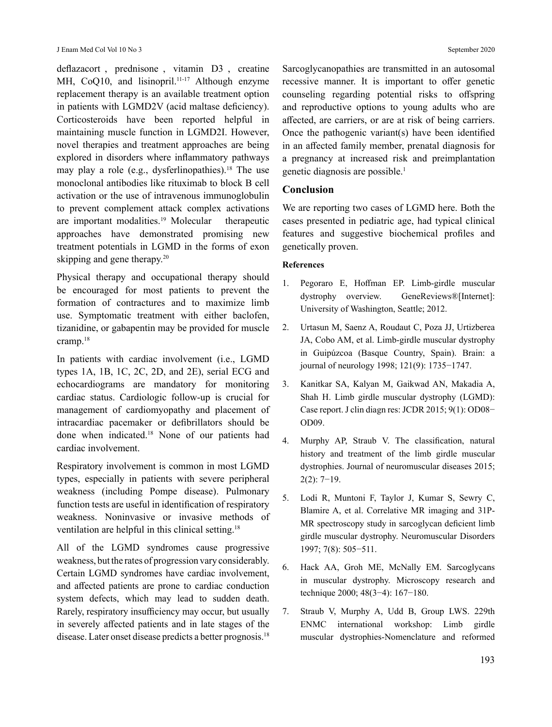deflazacort , prednisone , vitamin D3 , creatine MH, CoQ10, and lisinopril.[11-17] Although enzyme replacement therapy is an available treatment option in patients with LGMD2V (acid maltase deficiency). Corticosteroids have been reported helpful in maintaining muscle function in LGMD2I. However, novel therapies and treatment approaches are being explored in disorders where inflammatory pathways may play a role (e.g., dysferlinopathies).[18] The use monoclonal antibodies like rituximab to block B cell activation or the use of intravenous immunoglobulin to prevent complement attack complex activations are important modalities.[19] Molecular therapeutic approaches have demonstrated promising new treatment potentials in LGMD in the forms of exon skipping and gene therapy.[20]

Physical therapy and occupational therapy should be encouraged for most patients to prevent the formation of contractures and to maximize limb use. Symptomatic treatment with either baclofen, tizanidine, or gabapentin may be provided for muscle cramp.[18]

In patients with cardiac involvement (i.e., LGMD types 1A, 1B, 1C, 2C, 2D, and 2E), serial ECG and echocardiograms are mandatory for monitoring cardiac status. Cardiologic follow-up is crucial for management of cardiomyopathy and placement of intracardiac pacemaker or defibrillators should be done when indicated.[18] None of our patients had cardiac involvement.

Respiratory involvement is common in most LGMD types, especially in patients with severe peripheral weakness (including Pompe disease). Pulmonary function tests are useful in identification of respiratory weakness. Noninvasive or invasive methods of ventilation are helpful in this clinical setting.[18]

All of the LGMD syndromes cause progressive weakness, but the rates of progression vary considerably. Certain LGMD syndromes have cardiac involvement, and affected patients are prone to cardiac conduction system defects, which may lead to sudden death. Rarely, respiratory insufficiency may occur, but usually in severely affected patients and in late stages of the disease. Later onset disease predicts a better prognosis.[18]

Sarcoglycanopathies are transmitted in an autosomal recessive manner. It is important to offer genetic counseling regarding potential risks to offspring and reproductive options to young adults who are affected, are carriers, or are at risk of being carriers. Once the pathogenic variant(s) have been identified in an affected family member, prenatal diagnosis for a pregnancy at increased risk and preimplantation genetic diagnosis are possible.[1]

## Conclusion

We are reporting two cases of LGMD here. Both the cases presented in pediatric age, had typical clinical features and suggestive biochemical profiles and genetically proven.

### References

1. Pegoraro E, Hoffman EP. Limb-girdle muscular dystrophy overview. GeneReviews®[Internet]: University of Washington, Seattle; 2012.
2. Urtasun M, Saenz A, Roudaut C, Poza JJ, Urtizberea JA, Cobo AM, et al. Limb-girdle muscular dystrophy in Guipúzcoa (Basque Country, Spain). Brain: a journal of neurology 1998; 121(9): 1735−1747.
3. Kanitkar SA, Kalyan M, Gaikwad AN, Makadia A, Shah H. Limb girdle muscular dystrophy (LGMD): Case report. J clin diagn res: JCDR 2015; 9(1): OD08−OD09.
4. Murphy AP, Straub V. The classification, natural history and treatment of the limb girdle muscular dystrophies. Journal of neuromuscular diseases 2015; 2(2): 7−19.
5. Lodi R, Muntoni F, Taylor J, Kumar S, Sewry C, Blamire A, et al. Correlative MR imaging and 31P-MR spectroscopy study in sarcoglycan deficient limb girdle muscular dystrophy. Neuromuscular Disorders 1997; 7(8): 505−511.
6. Hack AA, Groh ME, McNally EM. Sarcoglycans in muscular dystrophy. Microscopy research and technique 2000; 48(3−4): 167−180.
7. Straub V, Murphy A, Udd B, Group LWS. 229th ENMC international workshop: Limb girdle muscular dystrophies-Nomenclature and reformed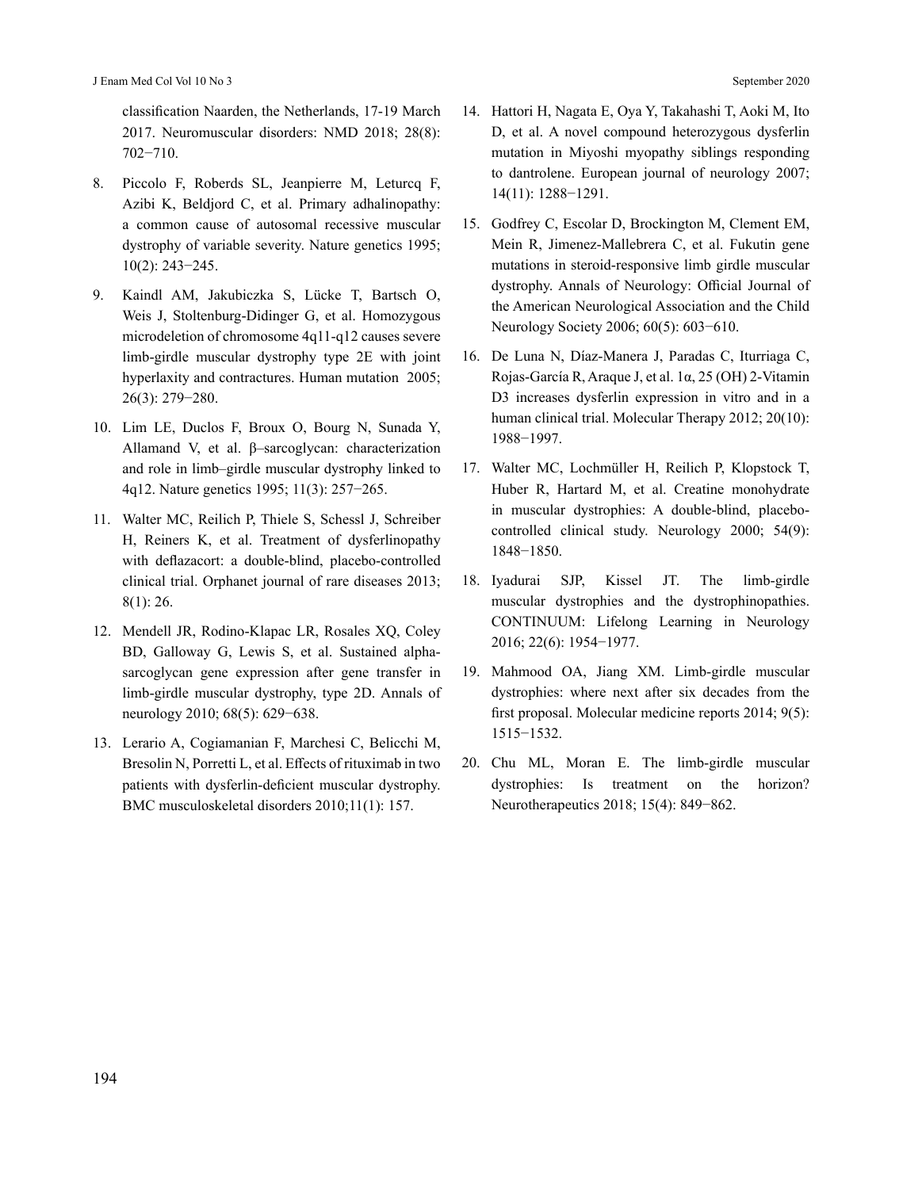classification Naarden, the Netherlands, 17-19 March 2017. Neuromuscular disorders: NMD 2018; 28(8): 702−710.

8. Piccolo F, Roberds SL, Jeanpierre M, Leturcq F, Azibi K, Beldjord C, et al. Primary adhalinopathy: a common cause of autosomal recessive muscular dystrophy of variable severity. Nature genetics 1995; 10(2): 243−245.

9. Kaindl AM, Jakubiczka S, Lücke T, Bartsch O, Weis J, Stoltenburg-Didinger G, et al. Homozygous microdeletion of chromosome 4q11-q12 causes severe limb-girdle muscular dystrophy type 2E with joint hyperlaxity and contractures. Human mutation 2005; 26(3): 279−280.

10. Lim LE, Duclos F, Broux O, Bourg N, Sunada Y, Allamand V, et al. β–sarcoglycan: characterization and role in limb–girdle muscular dystrophy linked to 4q12. Nature genetics 1995; 11(3): 257−265.

11. Walter MC, Reilich P, Thiele S, Schessl J, Schreiber H, Reiners K, et al. Treatment of dysferlinopathy with deflazacort: a double-blind, placebo-controlled clinical trial. Orphanet journal of rare diseases 2013; 8(1): 26.

12. Mendell JR, Rodino-Klapac LR, Rosales XQ, Coley BD, Galloway G, Lewis S, et al. Sustained alpha-sarcoglycan gene expression after gene transfer in limb-girdle muscular dystrophy, type 2D. Annals of neurology 2010; 68(5): 629−638.

13. Lerario A, Cogiamanian F, Marchesi C, Belicchi M, Bresolin N, Porretti L, et al. Effects of rituximab in two patients with dysferlin-deficient muscular dystrophy. BMC musculoskeletal disorders 2010;11(1): 157.

14. Hattori H, Nagata E, Oya Y, Takahashi T, Aoki M, Ito D, et al. A novel compound heterozygous dysferlin mutation in Miyoshi myopathy siblings responding to dantrolene. European journal of neurology 2007; 14(11): 1288−1291.

15. Godfrey C, Escolar D, Brockington M, Clement EM, Mein R, Jimenez-Mallebrera C, et al. Fukutin gene mutations in steroid-responsive limb girdle muscular dystrophy. Annals of Neurology: Official Journal of the American Neurological Association and the Child Neurology Society 2006; 60(5): 603−610.

16. De Luna N, Díaz-Manera J, Paradas C, Iturriaga C, Rojas-García R, Araque J, et al. 1α, 25 (OH) 2-Vitamin D3 increases dysferlin expression in vitro and in a human clinical trial. Molecular Therapy 2012; 20(10): 1988−1997.

17. Walter MC, Lochmüller H, Reilich P, Klopstock T, Huber R, Hartard M, et al. Creatine monohydrate in muscular dystrophies: A double-blind, placebo-controlled clinical study. Neurology 2000; 54(9): 1848−1850.

18. Iyadurai SJP, Kissel JT. The limb-girdle muscular dystrophies and the dystrophinopathies. CONTINUUM: Lifelong Learning in Neurology 2016; 22(6): 1954−1977.

19. Mahmood OA, Jiang XM. Limb-girdle muscular dystrophies: where next after six decades from the first proposal. Molecular medicine reports 2014; 9(5): 1515−1532.

20. Chu ML, Moran E. The limb-girdle muscular dystrophies: Is treatment on the horizon? Neurotherapeutics 2018; 15(4): 849−862.